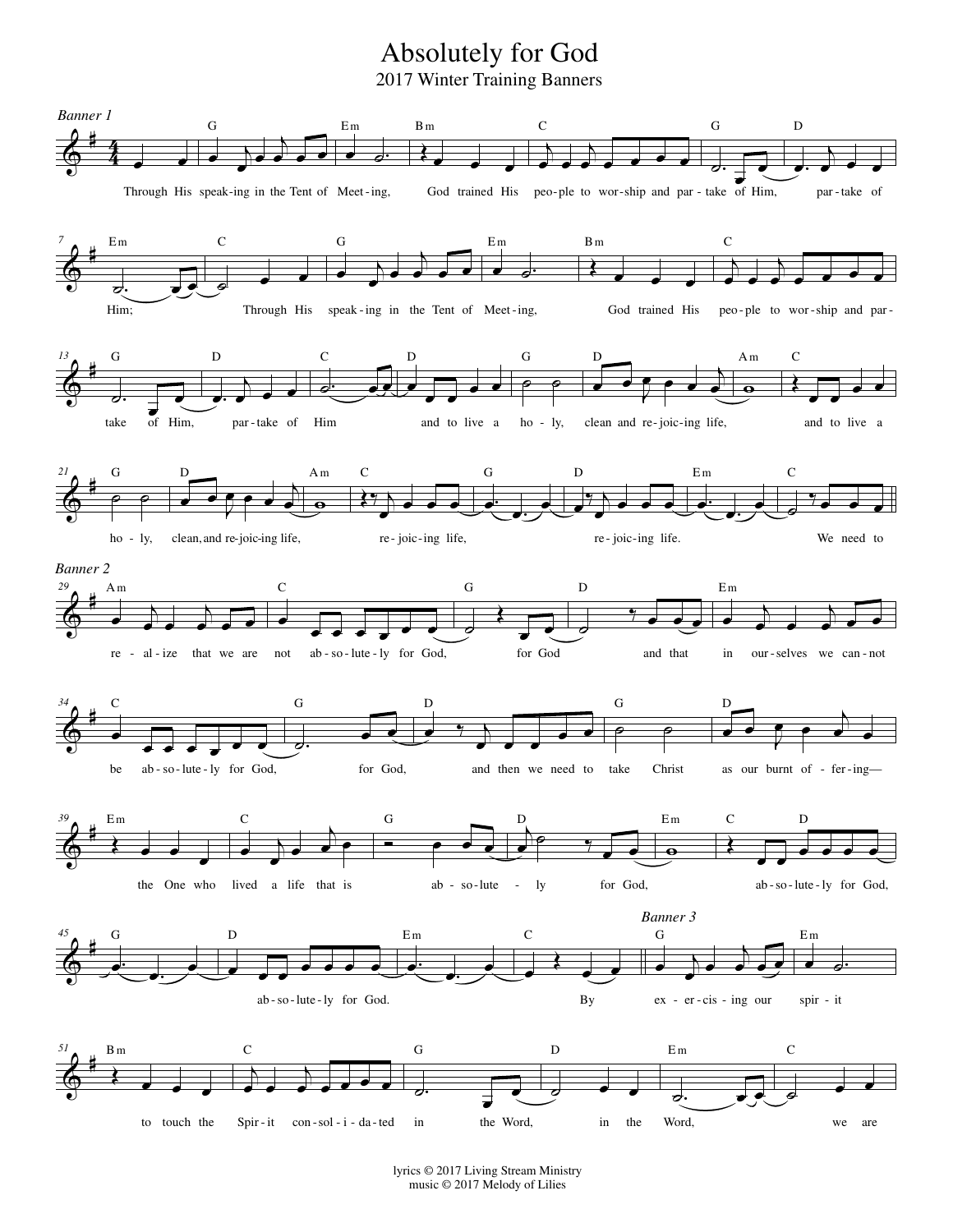# Absolutely for God

## 2017 Winter Training Banners

*Banner 1*

Through His speak-ing in the Tent of Meet-ing, God trained His peo-ple to wor-ship and par-take of Him, par-take of Him; Through His speak-ing in the Tent of Meet-ing, God trained His peo-ple to wor-ship and par-take of Him, par-take of Him and to live a ho-ly, clean and re-joic-ing life, and to live a ho-ly, clean, and re-joic-ing life, re-joic-ing life, re-joic-ing life. We need to

*Banner 2*

re-al-ize that we are not ab-so-lute-ly for God, for God and that in our-selves we can-not be ab-so-lute-ly for God, for God, and then we need to take Christ as our burnt of-fer-ing— the One who lived a life that is ab-so-lute-ly for God, ab-so-lute-ly for God, ab-so-lute-ly for God. By

*Banner 3*

ex-er-cis-ing our spir-it to touch the Spir-it con-sol-i-da-ted in the Word, in the Word, we are

lyrics © 2017 Living Stream Ministry
music © 2017 Melody of Lilies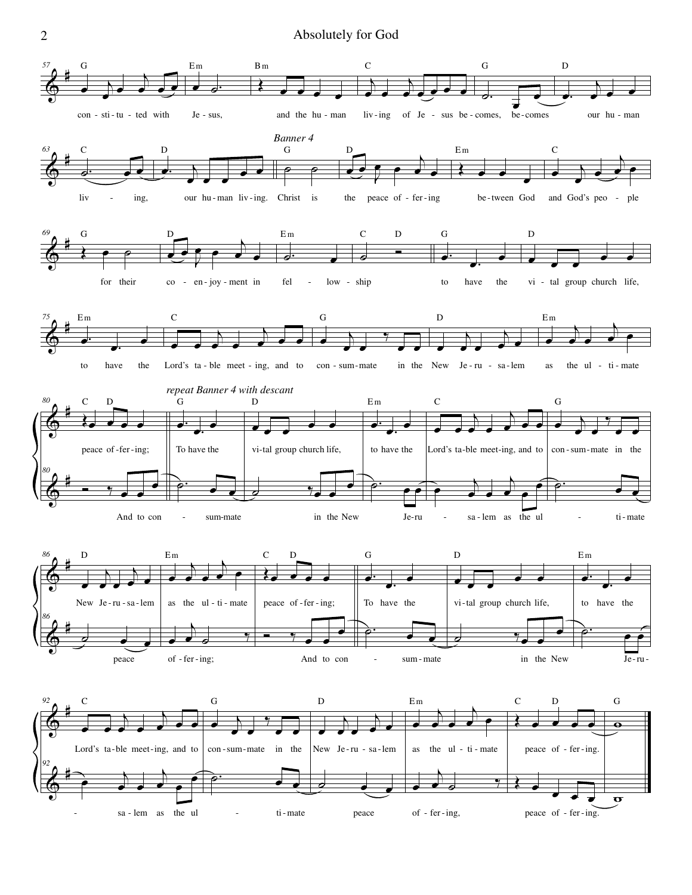*Banner 4*

con - sti - tu - ted with Je - sus, and the hu - man liv - ing of Je - sus be - comes, be - comes our hu - man liv - ing, our hu - man liv - ing. Christ is the peace of - fer - ing be - tween God and God's peo - ple for their co - en - joy - ment in fel - low - ship to have the vi - tal group church life, to have the Lord's ta - ble meet - ing, and to con - sum - mate in the New Je - ru - sa - lem as the ul - ti - mate peace of - fer - ing;

*repeat Banner 4 with descant*

To have the vi - tal group church life, to have the Lord's ta - ble meet - ing, and to con - sum - mate in the New Je - ru - sa - lem as the ul - ti - mate peace of - fer - ing; To have the vi - tal group church life, to have the Lord's ta - ble meet - ing, and to con - sum - mate in the New Je - ru - sa - lem as the ul - ti - mate peace of - fer - ing.

Descant: And to con - sum - mate in the New Je - ru - sa - lem as the ul - ti - mate peace of - fer - ing; And to con - sum - mate in the New Je - ru - sa - lem as the ul - ti - mate peace of - fer - ing, peace of - fer - ing.